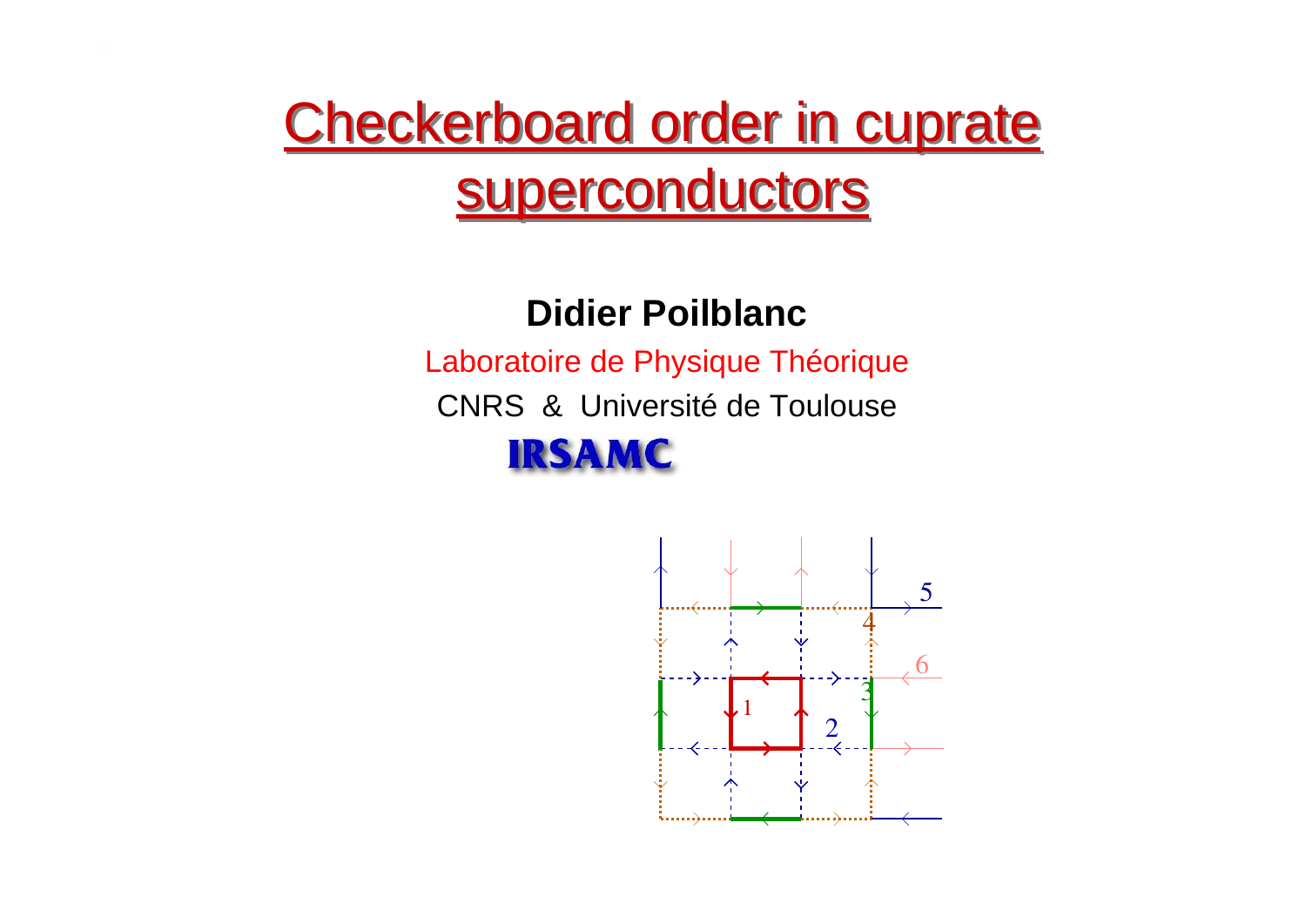# Checkerboard order in cuprate superconductors

**Didier Poilblanc**

Laboratoire de Physique Théorique

CNRS & Université de Toulouse

IRSAMC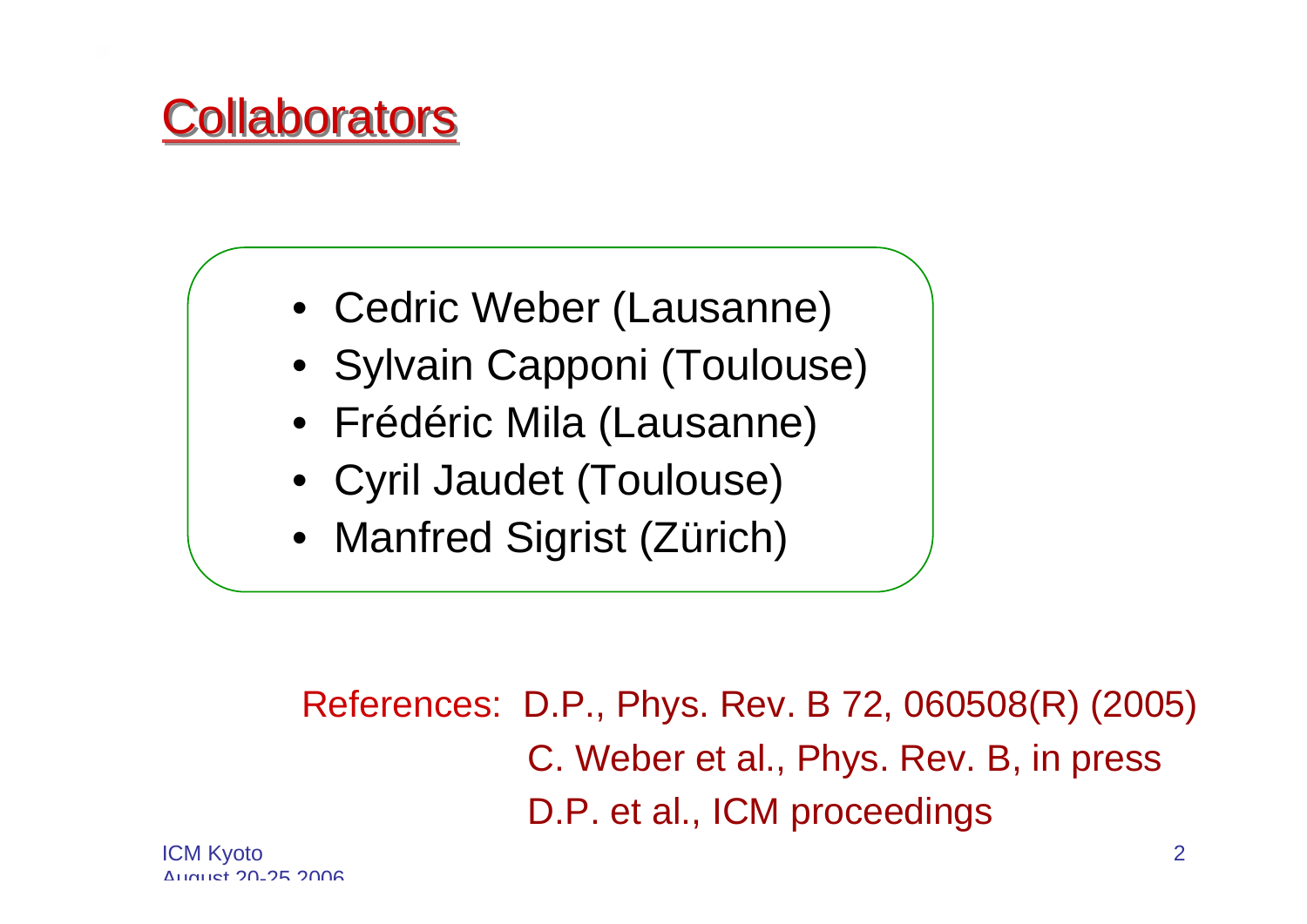# Collaborators

- Cedric Weber (Lausanne)
- Sylvain Capponi (Toulouse)
- Frédéric Mila (Lausanne)
- Cyril Jaudet (Toulouse)
- Manfred Sigrist (Zürich)

References: D.P., Phys. Rev. B 72, 060508(R) (2005)
C. Weber et al., Phys. Rev. B, in press
D.P. et al., ICM proceedings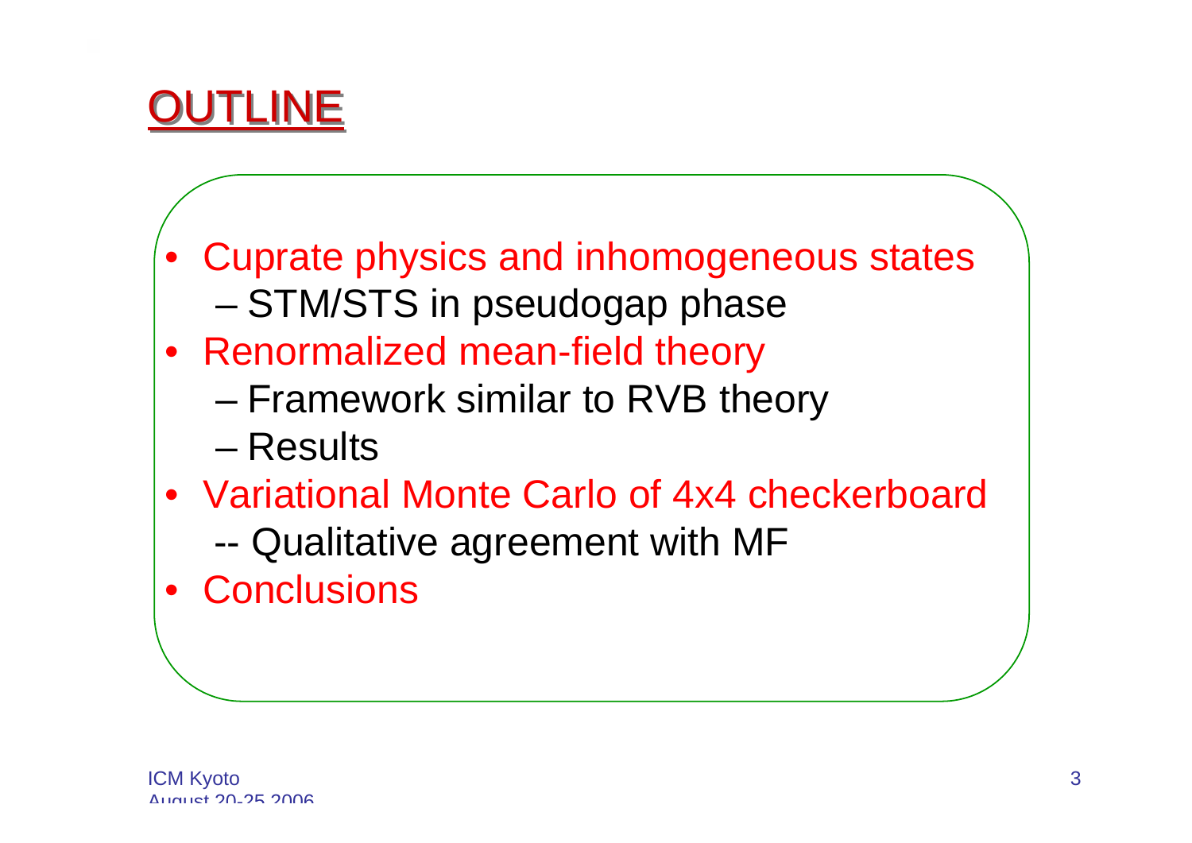# OUTLINE

- Cuprate physics and inhomogeneous states
  - STM/STS in pseudogap phase
- Renormalized mean-field theory
  - Framework similar to RVB theory
  - Results
- Variational Monte Carlo of 4x4 checkerboard
  - -- Qualitative agreement with MF
- Conclusions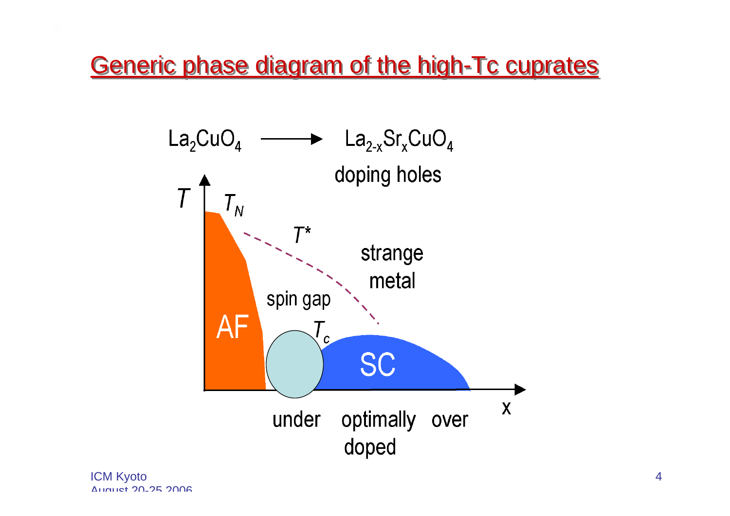# Generic phase diagram of the high-Tc cuprates

$La_2CuO_4$ → $La_{2-x}Sr_xCuO_4$

doping holes

$T$

$T_N$

$T^*$

strange metal

spin gap

AF

$T_c$

SC

$x$

under optimally doped over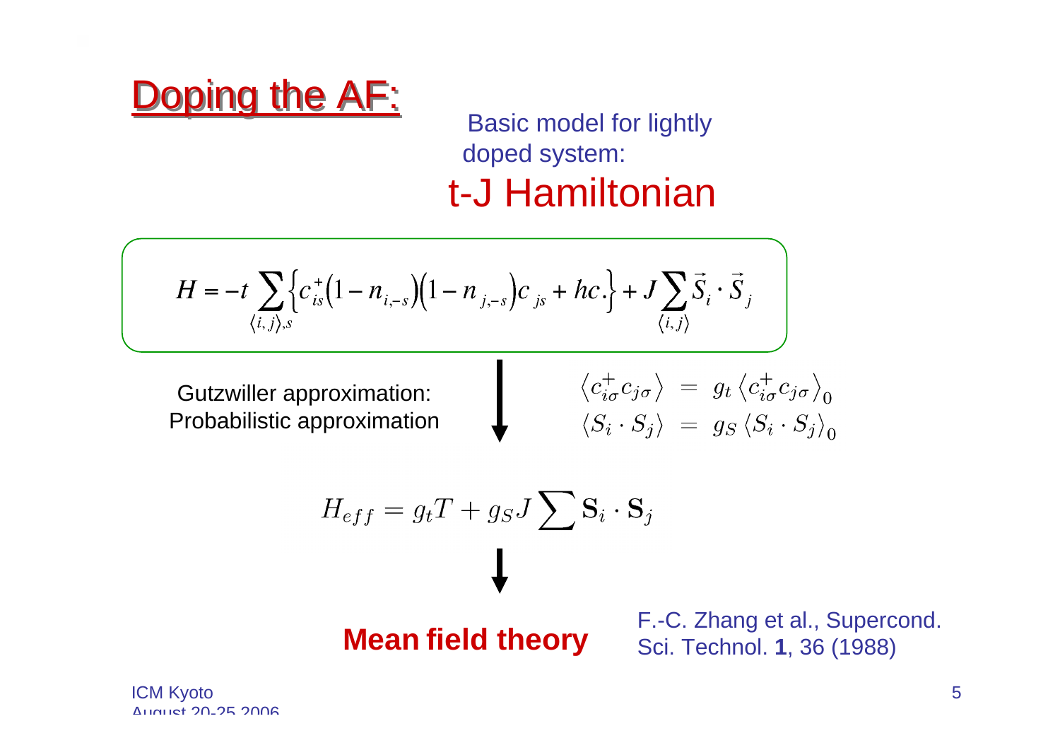# Doping the AF:

Basic model for lightly doped system:

## t-J Hamiltonian

$$H = -t \sum_{\langle i,j \rangle, s} \left\{ c_{is}^{+} \left(1 - n_{i,-s}\right)\left(1 - n_{j,-s}\right) c_{js} + hc. \right\} + J \sum_{\langle i,j \rangle} \vec{S}_i \cdot \vec{S}_j$$

Gutzwiller approximation:
Probabilistic approximation

$$\begin{aligned} \langle c_{i\sigma}^{+} c_{j\sigma} \rangle &= g_t \langle c_{i\sigma}^{+} c_{j\sigma} \rangle_0 \\ \langle S_i \cdot S_j \rangle &= g_S \langle S_i \cdot S_j \rangle_0 \end{aligned}$$

$$H_{eff} = g_t T + g_S J \sum \mathbf{S}_i \cdot \mathbf{S}_j$$

**Mean field theory**

F.-C. Zhang et al., Supercond. Sci. Technol. **1**, 36 (1988)

ICM Kyoto
August 20-25 2006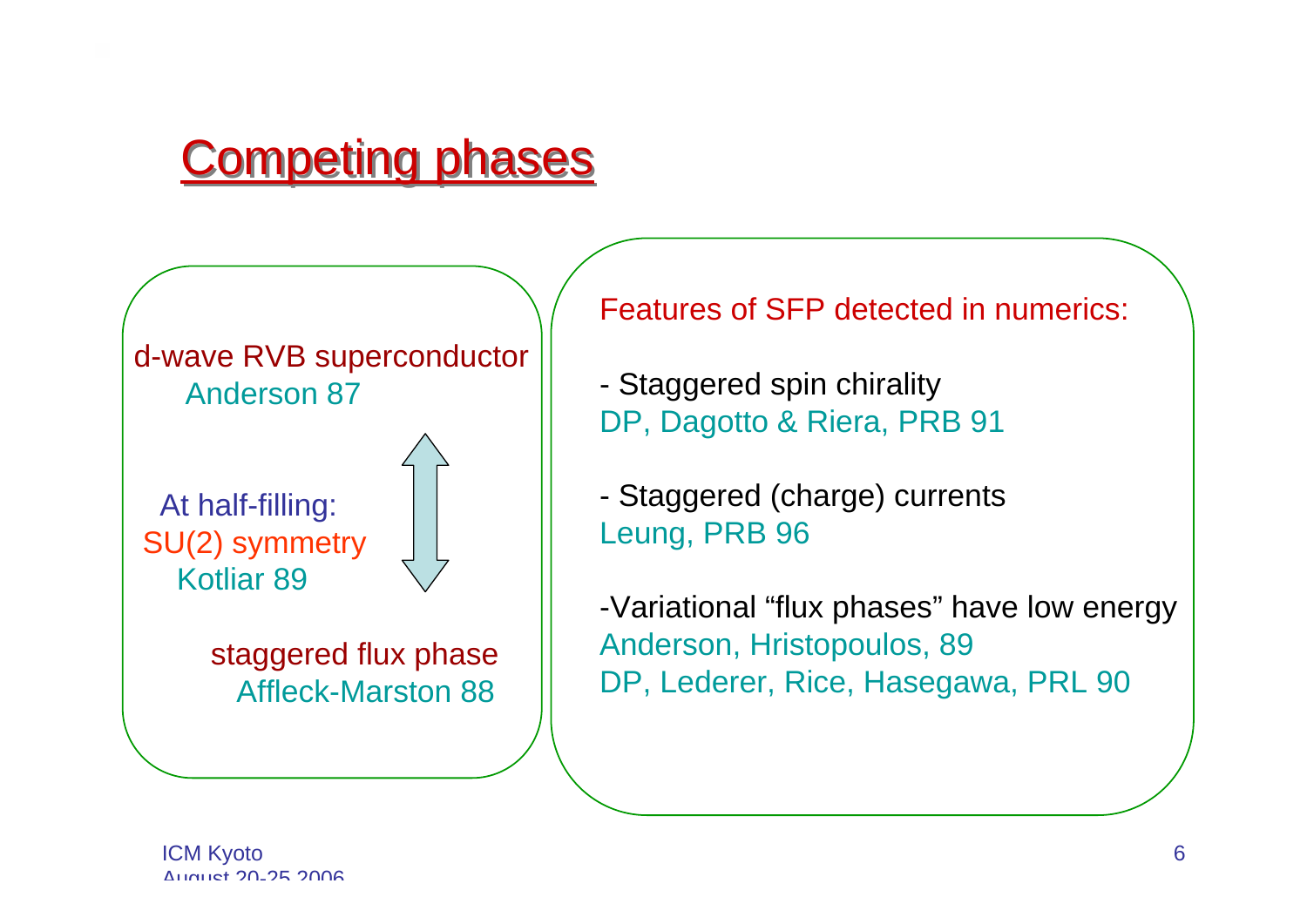# Competing phases

d-wave RVB superconductor
Anderson 87

At half-filling:
SU(2) symmetry
Kotliar 89

staggered flux phase
Affleck-Marston 88

Features of SFP detected in numerics:

- Staggered spin chirality
  DP, Dagotto & Riera, PRB 91

- Staggered (charge) currents
  Leung, PRB 96

- Variational “flux phases” have low energy
  Anderson, Hristopoulos, 89
  DP, Lederer, Rice, Hasegawa, PRL 90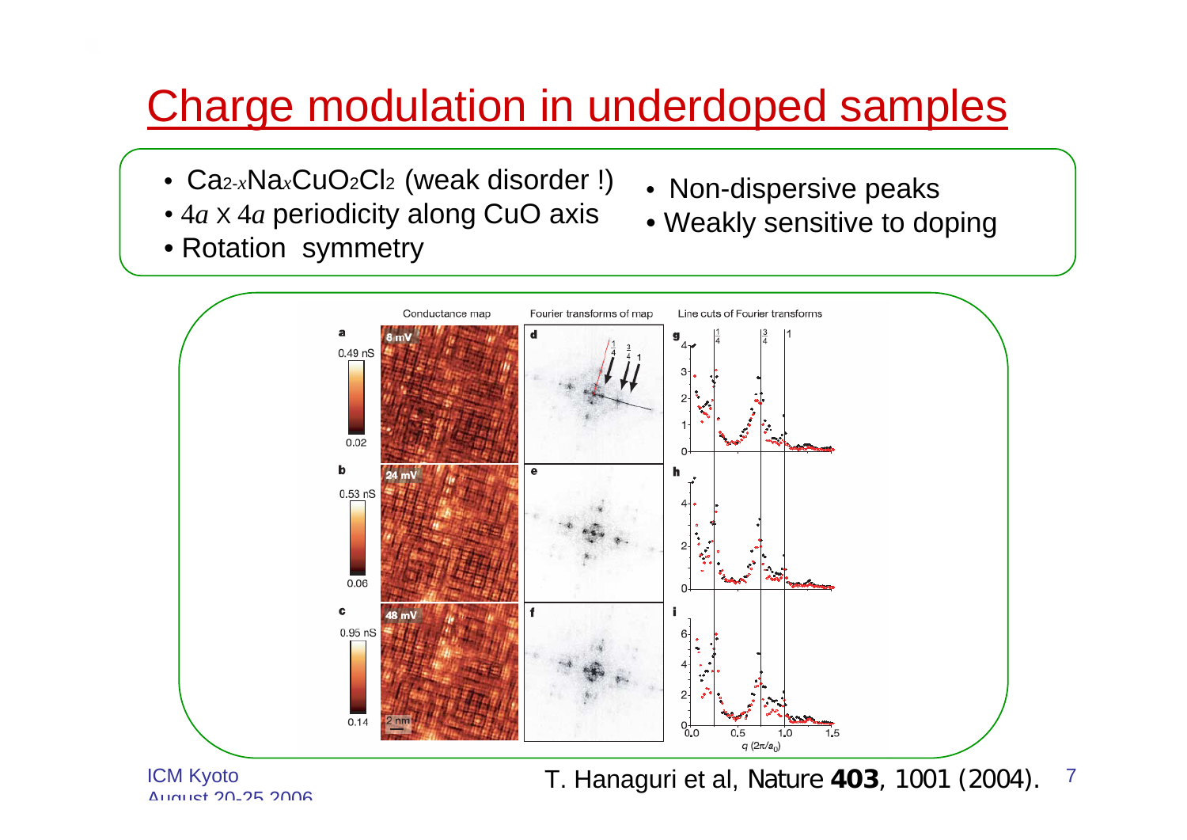# Charge modulation in underdoped samples

- $Ca_{2-x}Na_xCuO_2Cl_2$ (weak disorder !)
- $4a \times 4a$ periodicity along CuO axis
- Rotation symmetry

- Non-dispersive peaks
- Weakly sensitive to doping

T. Hanaguri et al, Nature **403**, 1001 (2004).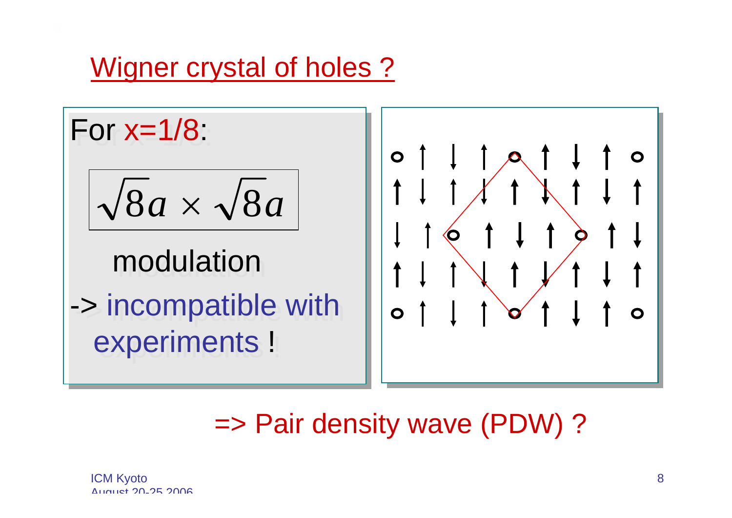# Wigner crystal of holes ?

For x=1/8:

$$\sqrt{8}a \times \sqrt{8}a$$

modulation

-> incompatible with experiments !

=> Pair density wave (PDW) ?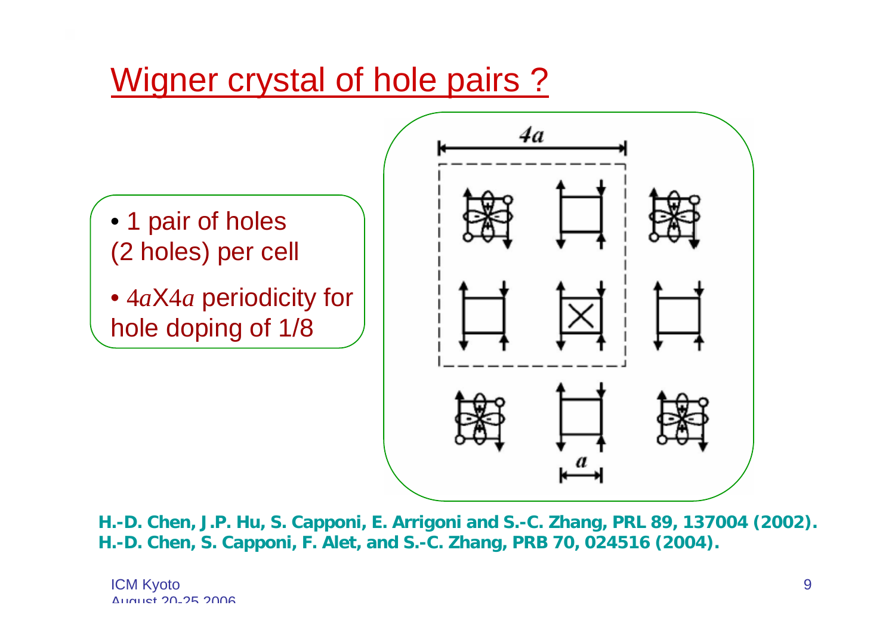# Wigner crystal of hole pairs ?

- 1 pair of holes (2 holes) per cell
- $4a$X$4a$ periodicity for hole doping of 1/8

**H.-D. Chen, J.P. Hu, S. Capponi, E. Arrigoni and S.-C. Zhang, PRL 89, 137004 (2002).**
**H.-D. Chen, S. Capponi, F. Alet, and S.-C. Zhang, PRB 70, 024516 (2004).**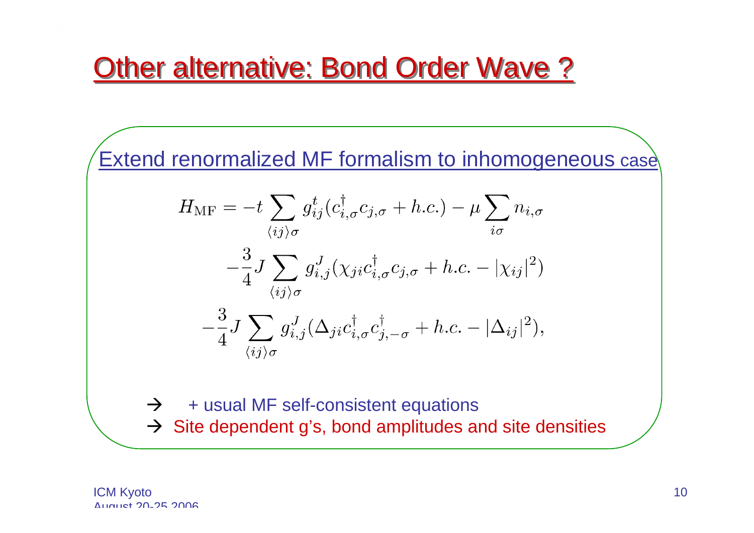# Other alternative: Bond Order Wave ?

Extend renormalized MF formalism to inhomogeneous case

$$
\begin{aligned}
H_{\rm MF} = & -t \sum_{\langle ij \rangle \sigma} g^t_{ij} (c^\dagger_{i,\sigma} c_{j,\sigma} + h.c.) - \mu \sum_{i\sigma} n_{i,\sigma} \\
& -\frac{3}{4} J \sum_{\langle ij \rangle \sigma} g^J_{i,j} (\chi_{ji} c^\dagger_{i,\sigma} c_{j,\sigma} + h.c. - |\chi_{ij}|^2) \\
& -\frac{3}{4} J \sum_{\langle ij \rangle \sigma} g^J_{i,j} (\Delta_{ji} c^\dagger_{i,\sigma} c^\dagger_{j,-\sigma} + h.c. - |\Delta_{ij}|^2),
\end{aligned}
$$

→ + usual MF self-consistent equations

→ Site dependent g's, bond amplitudes and site densities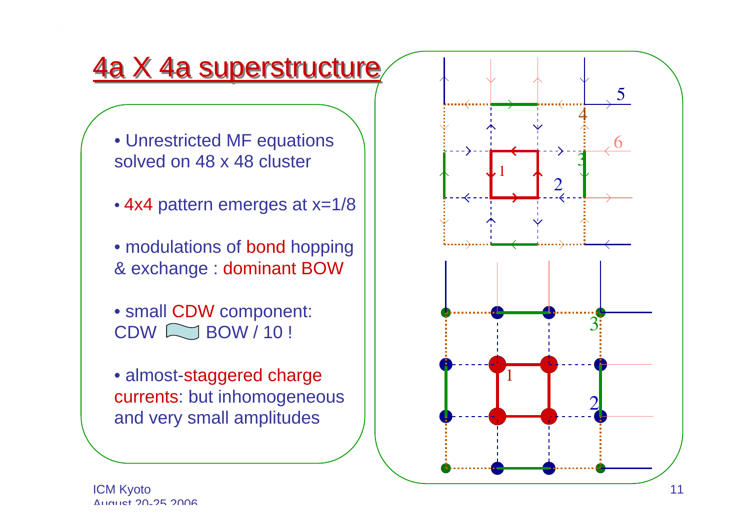# 4a X 4a superstructure

- Unrestricted MF equations solved on 48 x 48 cluster
- 4x4 pattern emerges at x=1/8
- modulations of bond hopping & exchange : dominant BOW
- small CDW component: CDW ~ BOW / 10 !
- almost-staggered charge currents: but inhomogeneous and very small amplitudes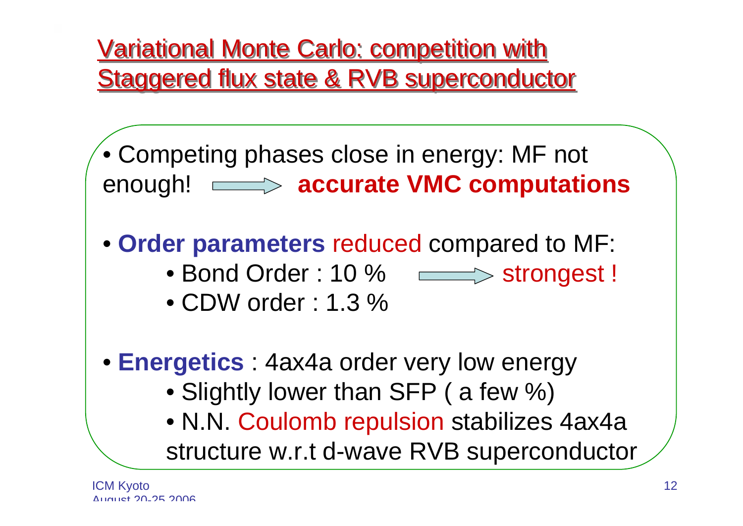# Variational Monte Carlo: competition with Staggered flux state & RVB superconductor

- Competing phases close in energy: MF not enough! → **accurate VMC computations**

- **Order parameters** reduced compared to MF:
  - Bond Order : 10 % → strongest !
  - CDW order : 1.3 %

- **Energetics** : 4ax4a order very low energy
  - Slightly lower than SFP ( a few %)
  - N.N. Coulomb repulsion stabilizes 4ax4a structure w.r.t d-wave RVB superconductor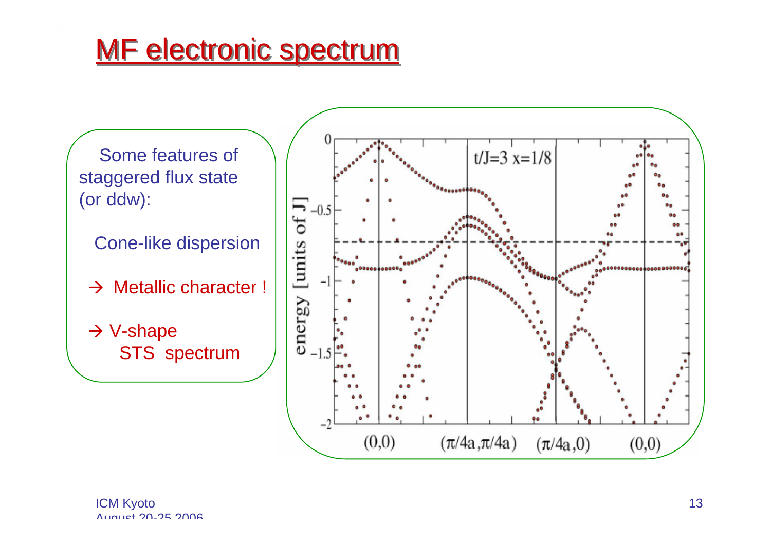# MF electronic spectrum

Some features of staggered flux state (or ddw):

Cone-like dispersion

→ Metallic character !

→ V-shape STS spectrum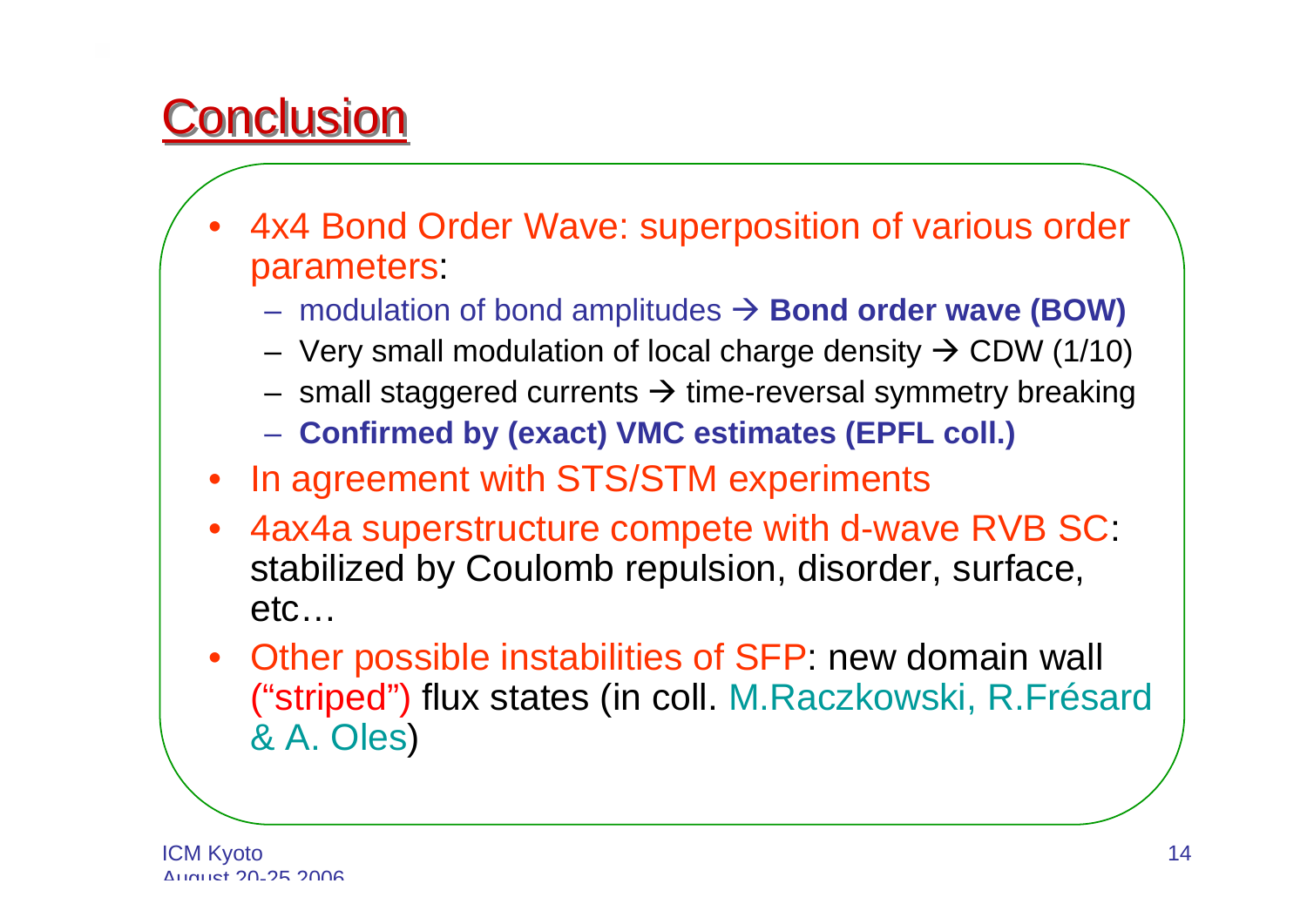# Conclusion

- 4x4 Bond Order Wave: superposition of various order parameters:
  - modulation of bond amplitudes → **Bond order wave (BOW)**
  - Very small modulation of local charge density → CDW (1/10)
  - small staggered currents → time-reversal symmetry breaking
  - **Confirmed by (exact) VMC estimates (EPFL coll.)**
- In agreement with STS/STM experiments
- 4ax4a superstructure compete with d-wave RVB SC: stabilized by Coulomb repulsion, disorder, surface, etc…
- Other possible instabilities of SFP: new domain wall ("striped") flux states (in coll. M.Raczkowski, R.Frésard & A. Oles)